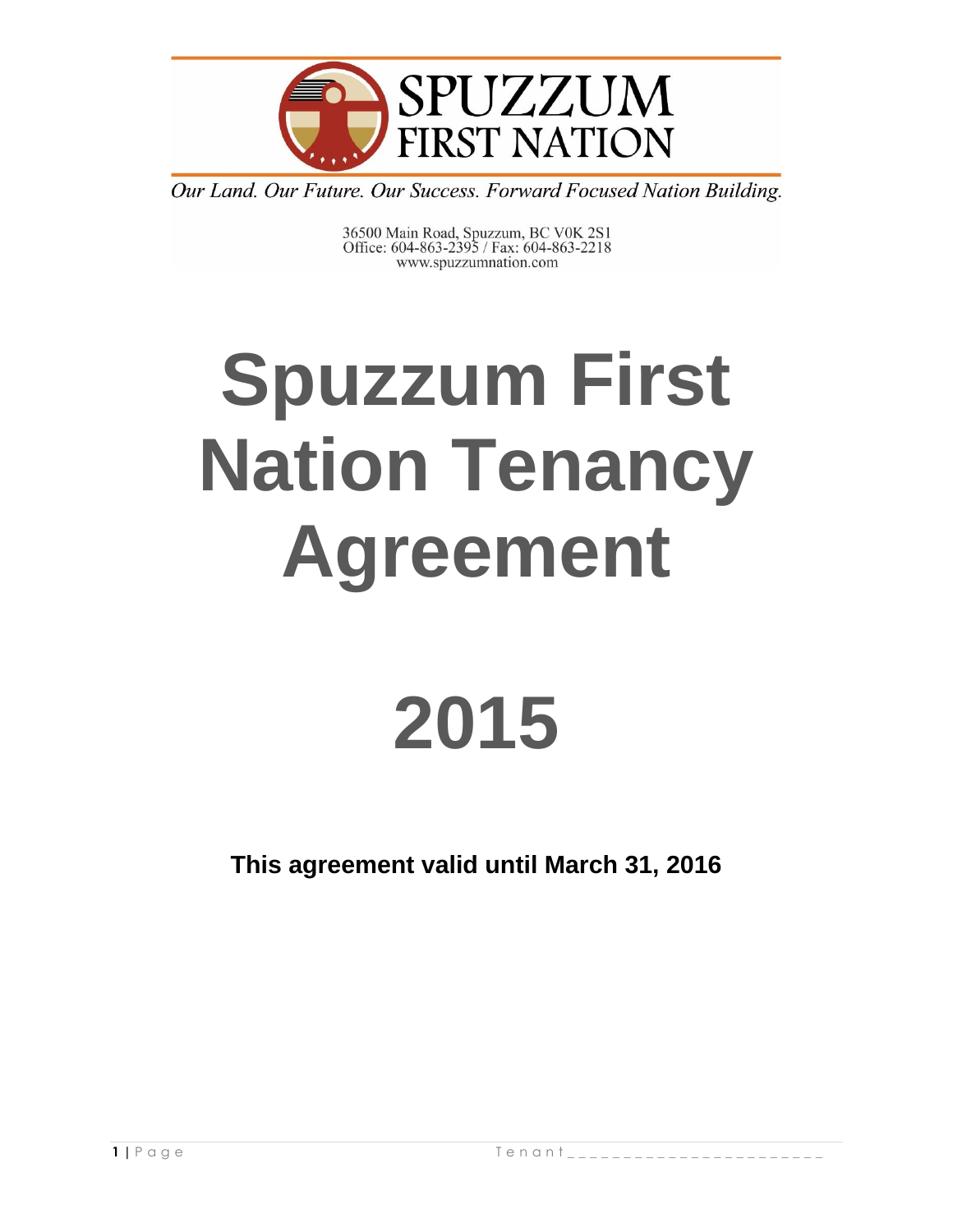SPUZZUM FIRST NATION

*Our Land. Our Future. Our Success. Forward Focused Nation Building.*

36500 Main Road, Spuzzum, BC V0K 2S1
Office: 604-863-2395 / Fax: 604-863-2218
www.spuzzumnation.com

# Spuzzum First Nation Tenancy Agreement

# 2015

**This agreement valid until March 31, 2016**

Tenant_______________________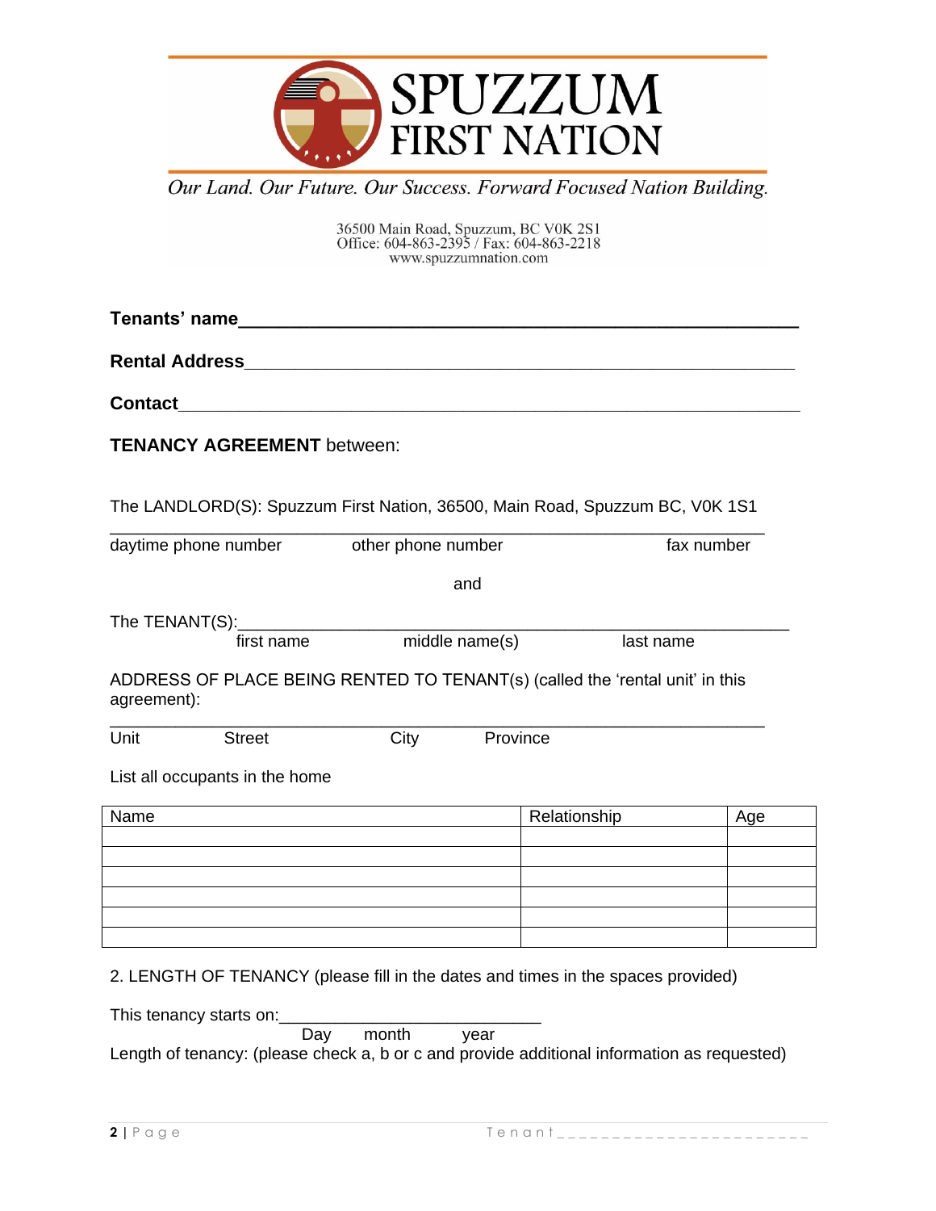# SPUZZUM FIRST NATION

*Our Land. Our Future. Our Success. Forward Focused Nation Building.*

36500 Main Road, Spuzzum, BC V0K 2S1
Office: 604-863-2395 / Fax: 604-863-2218
www.spuzzumnation.com

**Tenants' name**_______________________________________________________

**Rental Address**_______________________________________________________

**Contact**_____________________________________________________________

**TENANCY AGREEMENT** between:

The LANDLORD(S): Spuzzum First Nation, 36500, Main Road, Spuzzum BC, V0K 1S1

_____________________________________________________________________
daytime phone number          other phone number          fax number

and

The TENANT(S):________________________________________________________
first name          middle name(s)          last name

ADDRESS OF PLACE BEING RENTED TO TENANT(s) (called the 'rental unit' in this agreement):

_____________________________________________________________________
Unit          Street          City          Province

List all occupants in the home

| Name | Relationship | Age |
|---|---|---|
| | | |
| | | |
| | | |
| | | |
| | | |
| | | |

2. LENGTH OF TENANCY (please fill in the dates and times in the spaces provided)

This tenancy starts on:___________________________
Day          month          year

Length of tenancy: (please check a, b or c and provide additional information as requested)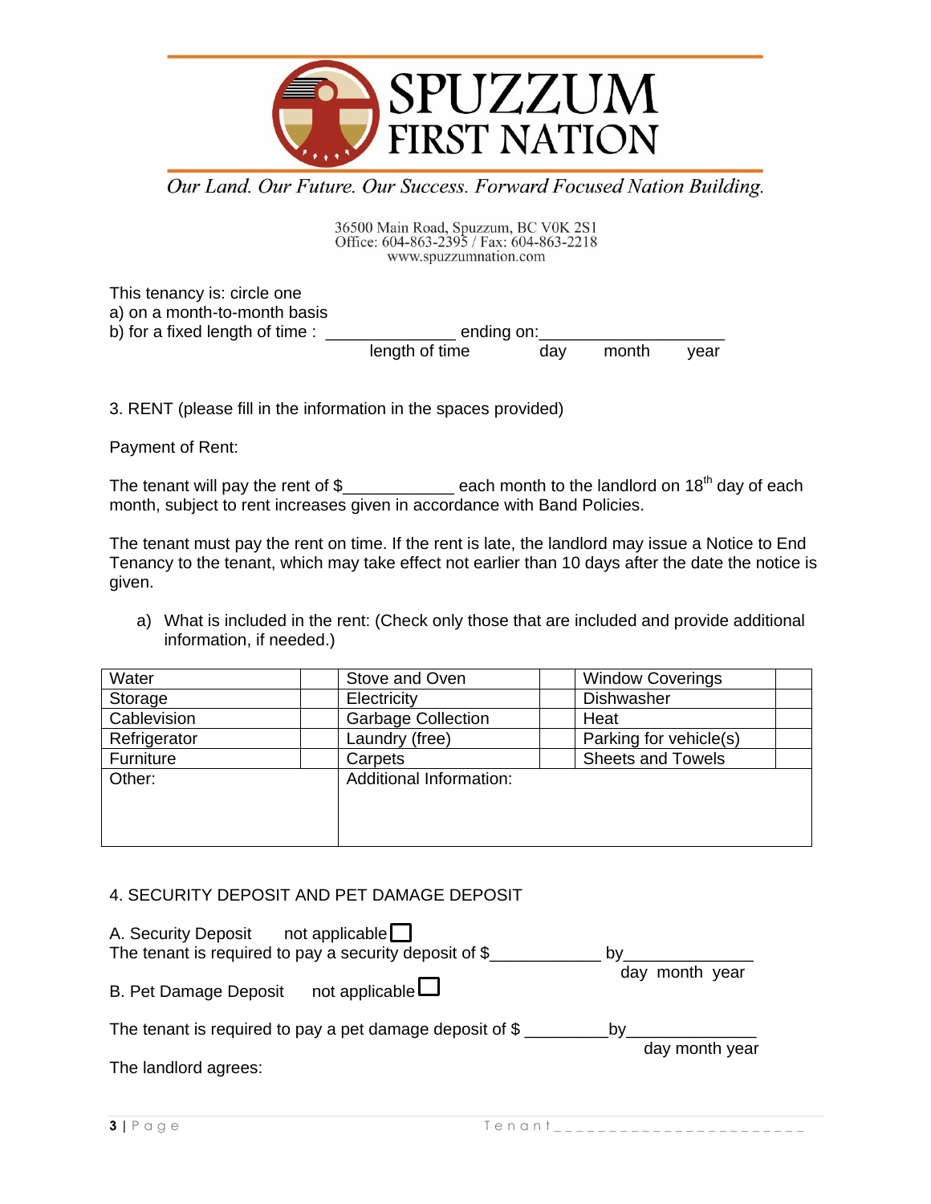# SPUZZUM FIRST NATION

*Our Land. Our Future. Our Success. Forward Focused Nation Building.*

36500 Main Road, Spuzzum, BC V0K 2S1
Office: 604-863-2395 / Fax: 604-863-2218
www.spuzzumnation.com

This tenancy is: circle one
a) on a month-to-month basis
b) for a fixed length of time : ______________ ending on:___________________
length of time                day      month      year

3. RENT (please fill in the information in the spaces provided)

Payment of Rent:

The tenant will pay the rent of $____________ each month to the landlord on 18th day of each month, subject to rent increases given in accordance with Band Policies.

The tenant must pay the rent on time. If the rent is late, the landlord may issue a Notice to End Tenancy to the tenant, which may take effect not earlier than 10 days after the date the notice is given.

a) What is included in the rent: (Check only those that are included and provide additional information, if needed.)

| Water | | Stove and Oven | | Window Coverings | |
|---|---|---|---|---|---|
| Storage | | Electricity | | Dishwasher | |
| Cablevision | | Garbage Collection | | Heat | |
| Refrigerator | | Laundry (free) | | Parking for vehicle(s) | |
| Furniture | | Carpets | | Sheets and Towels | |
| Other: | | Additional Information: | | | |

4. SECURITY DEPOSIT AND PET DAMAGE DEPOSIT

A. Security Deposit    not applicable ☐
The tenant is required to pay a security deposit of $____________ by______________
day  month  year

B. Pet Damage Deposit    not applicable ☐

The tenant is required to pay a pet damage deposit of $ _________by______________
day month year

The landlord agrees: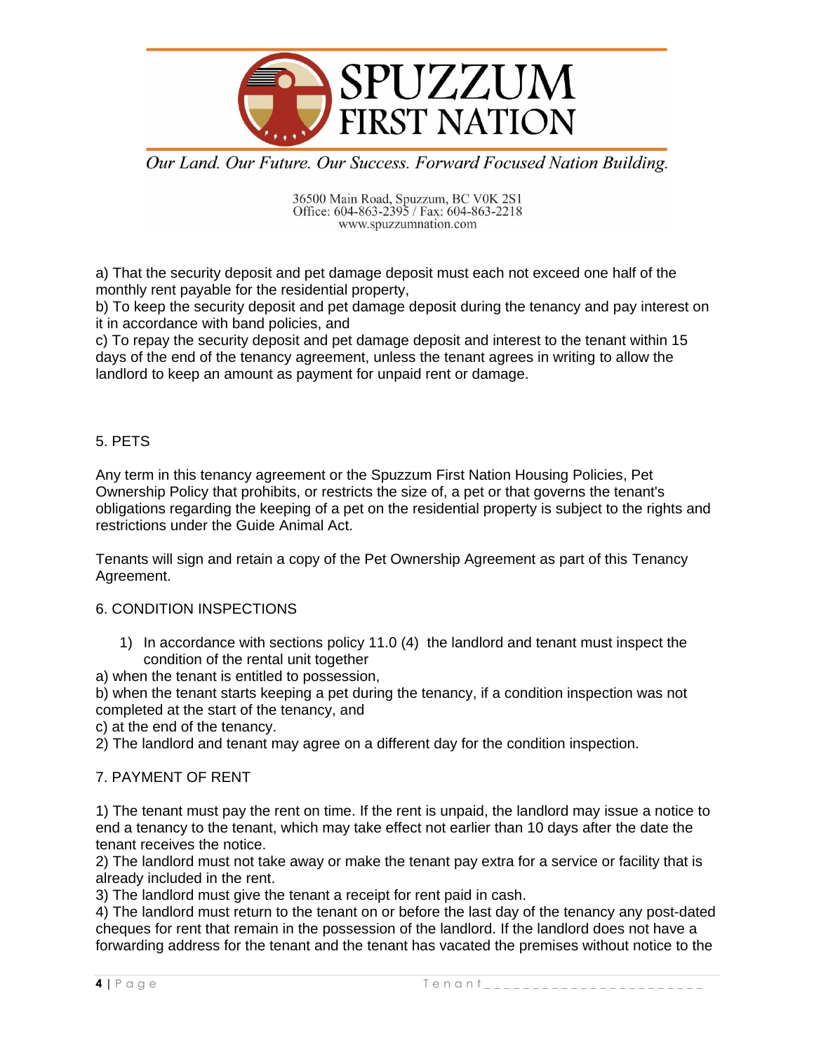a) That the security deposit and pet damage deposit must each not exceed one half of the monthly rent payable for the residential property,

b) To keep the security deposit and pet damage deposit during the tenancy and pay interest on it in accordance with band policies, and

c) To repay the security deposit and pet damage deposit and interest to the tenant within 15 days of the end of the tenancy agreement, unless the tenant agrees in writing to allow the landlord to keep an amount as payment for unpaid rent or damage.

## 5. PETS

Any term in this tenancy agreement or the Spuzzum First Nation Housing Policies, Pet Ownership Policy that prohibits, or restricts the size of, a pet or that governs the tenant's obligations regarding the keeping of a pet on the residential property is subject to the rights and restrictions under the Guide Animal Act.

Tenants will sign and retain a copy of the Pet Ownership Agreement as part of this Tenancy Agreement.

## 6. CONDITION INSPECTIONS

1) In accordance with sections policy 11.0 (4) the landlord and tenant must inspect the condition of the rental unit together

a) when the tenant is entitled to possession,

b) when the tenant starts keeping a pet during the tenancy, if a condition inspection was not completed at the start of the tenancy, and

c) at the end of the tenancy.

2) The landlord and tenant may agree on a different day for the condition inspection.

## 7. PAYMENT OF RENT

1) The tenant must pay the rent on time. If the rent is unpaid, the landlord may issue a notice to end a tenancy to the tenant, which may take effect not earlier than 10 days after the date the tenant receives the notice.

2) The landlord must not take away or make the tenant pay extra for a service or facility that is already included in the rent.

3) The landlord must give the tenant a receipt for rent paid in cash.

4) The landlord must return to the tenant on or before the last day of the tenancy any post-dated cheques for rent that remain in the possession of the landlord. If the landlord does not have a forwarding address for the tenant and the tenant has vacated the premises without notice to the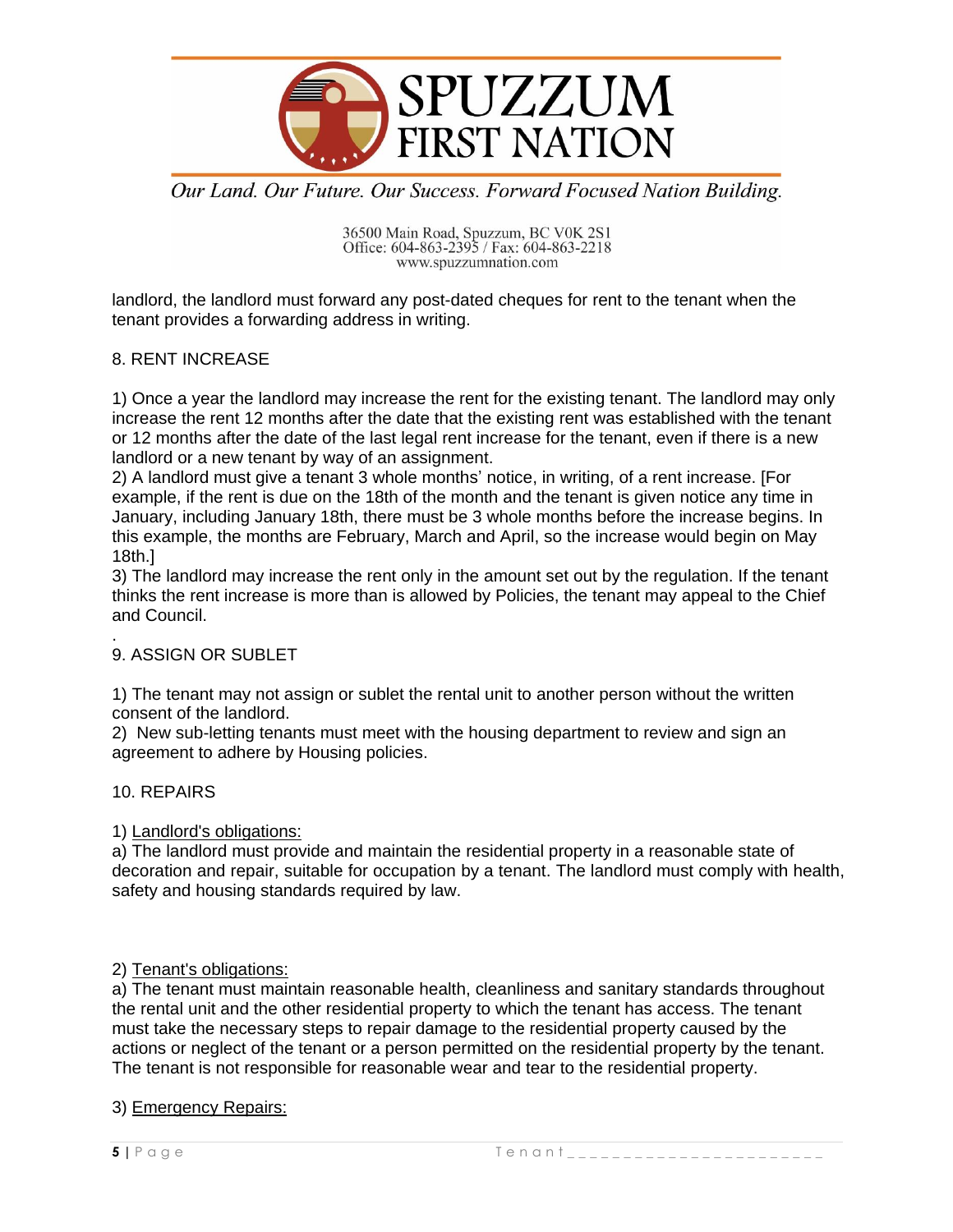landlord, the landlord must forward any post-dated cheques for rent to the tenant when the tenant provides a forwarding address in writing.

## 8. RENT INCREASE

1) Once a year the landlord may increase the rent for the existing tenant. The landlord may only increase the rent 12 months after the date that the existing rent was established with the tenant or 12 months after the date of the last legal rent increase for the tenant, even if there is a new landlord or a new tenant by way of an assignment.
2) A landlord must give a tenant 3 whole months' notice, in writing, of a rent increase. [For example, if the rent is due on the 18th of the month and the tenant is given notice any time in January, including January 18th, there must be 3 whole months before the increase begins. In this example, the months are February, March and April, so the increase would begin on May 18th.]
3) The landlord may increase the rent only in the amount set out by the regulation. If the tenant thinks the rent increase is more than is allowed by Policies, the tenant may appeal to the Chief and Council.

.

## 9. ASSIGN OR SUBLET

1) The tenant may not assign or sublet the rental unit to another person without the written consent of the landlord.
2) New sub-letting tenants must meet with the housing department to review and sign an agreement to adhere by Housing policies.

## 10. REPAIRS

1) Landlord's obligations:
a) The landlord must provide and maintain the residential property in a reasonable state of decoration and repair, suitable for occupation by a tenant. The landlord must comply with health, safety and housing standards required by law.

2) Tenant's obligations:
a) The tenant must maintain reasonable health, cleanliness and sanitary standards throughout the rental unit and the other residential property to which the tenant has access. The tenant must take the necessary steps to repair damage to the residential property caused by the actions or neglect of the tenant or a person permitted on the residential property by the tenant. The tenant is not responsible for reasonable wear and tear to the residential property.

3) Emergency Repairs:

Tenant_______________________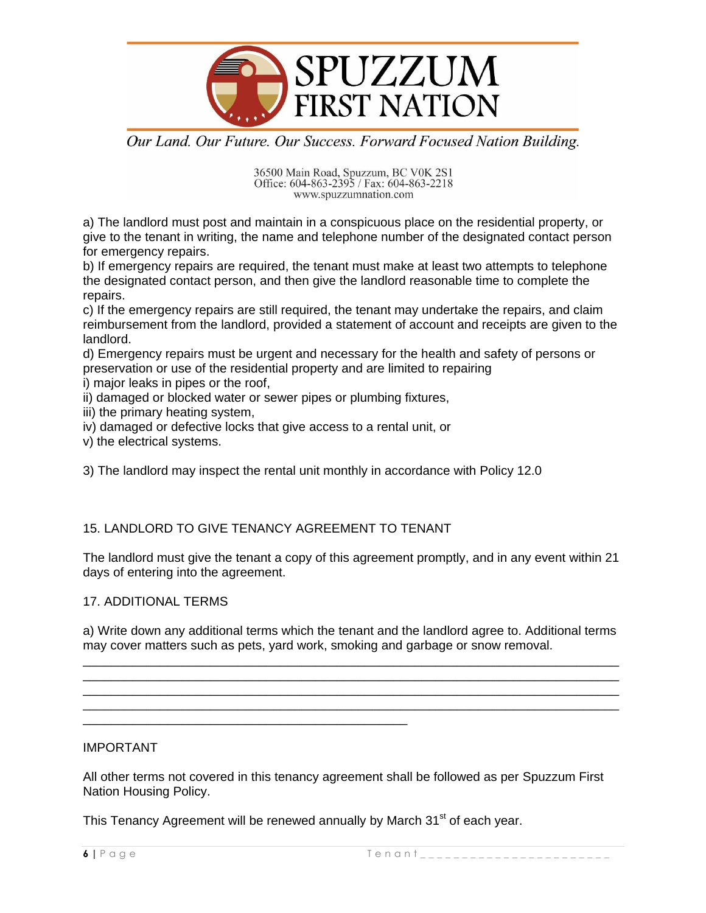a) The landlord must post and maintain in a conspicuous place on the residential property, or give to the tenant in writing, the name and telephone number of the designated contact person for emergency repairs.

b) If emergency repairs are required, the tenant must make at least two attempts to telephone the designated contact person, and then give the landlord reasonable time to complete the repairs.

c) If the emergency repairs are still required, the tenant may undertake the repairs, and claim reimbursement from the landlord, provided a statement of account and receipts are given to the landlord.

d) Emergency repairs must be urgent and necessary for the health and safety of persons or preservation or use of the residential property and are limited to repairing

i) major leaks in pipes or the roof,

ii) damaged or blocked water or sewer pipes or plumbing fixtures,

iii) the primary heating system,

iv) damaged or defective locks that give access to a rental unit, or

v) the electrical systems.

3) The landlord may inspect the rental unit monthly in accordance with Policy 12.0

## 15. LANDLORD TO GIVE TENANCY AGREEMENT TO TENANT

The landlord must give the tenant a copy of this agreement promptly, and in any event within 21 days of entering into the agreement.

## 17. ADDITIONAL TERMS

a) Write down any additional terms which the tenant and the landlord agree to. Additional terms may cover matters such as pets, yard work, smoking and garbage or snow removal.

______________________________________________________________________________
______________________________________________________________________________
______________________________________________________________________________
______________________________________________________________________________
____________________________________________

## IMPORTANT

All other terms not covered in this tenancy agreement shall be followed as per Spuzzum First Nation Housing Policy.

This Tenancy Agreement will be renewed annually by March 31st of each year.

Tenant_______________________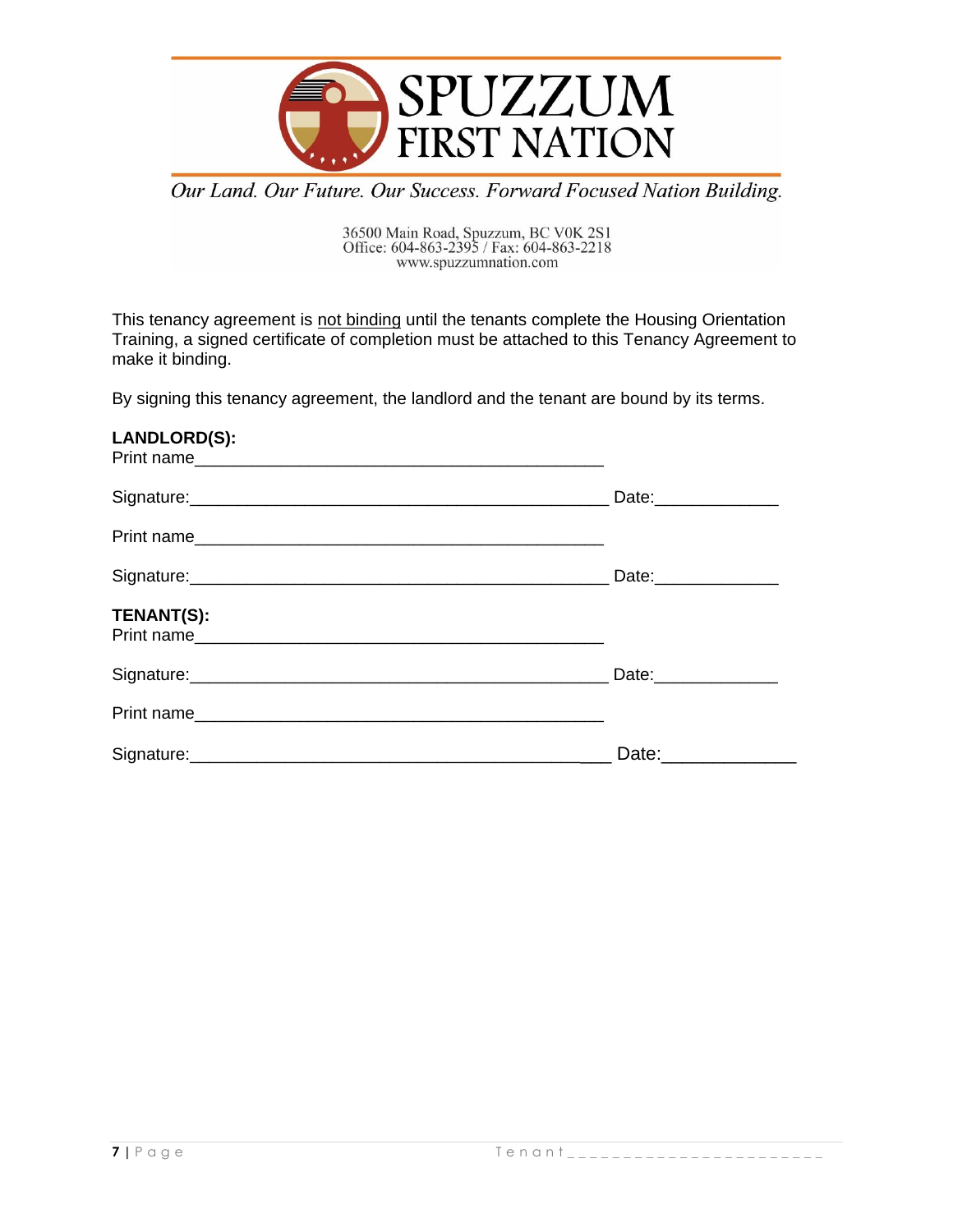SPUZZUM FIRST NATION

*Our Land. Our Future. Our Success. Forward Focused Nation Building.*

36500 Main Road, Spuzzum, BC V0K 2S1
Office: 604-863-2395 / Fax: 604-863-2218
www.spuzzumnation.com

This tenancy agreement is <u>not binding</u> until the tenants complete the Housing Orientation Training, a signed certificate of completion must be attached to this Tenancy Agreement to make it binding.

By signing this tenancy agreement, the landlord and the tenant are bound by its terms.

**LANDLORD(S):**
Print name_____________________________________________

Signature:_____________________________________________ Date:_____________

Print name_____________________________________________

Signature:_____________________________________________ Date:_____________

**TENANT(S):**
Print name_____________________________________________

Signature:_____________________________________________ Date:_____________

Print name_____________________________________________

Signature:_____________________________________________ Date:_____________